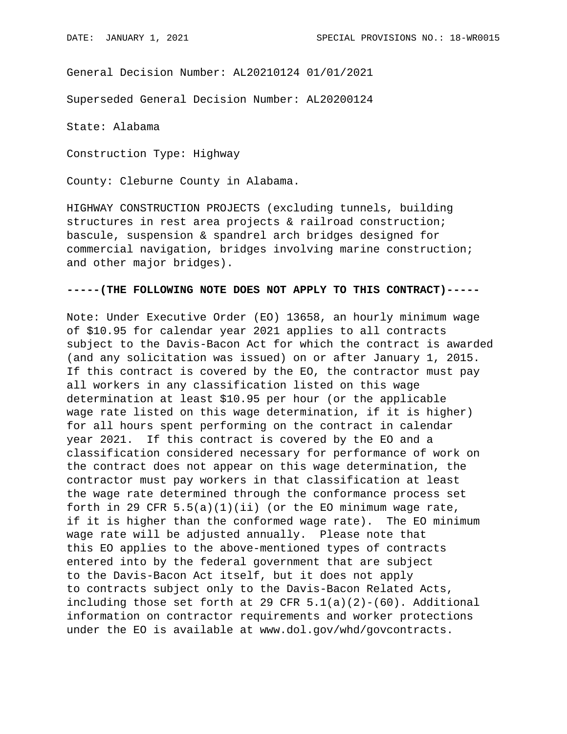DATE: JANUARY 1, 2021 SPECIAL PROVISIONS NO.: 18-WR0015

General Decision Number: AL20210124 01/01/2021

Superseded General Decision Number: AL20200124

State: Alabama

Construction Type: Highway

County: Cleburne County in Alabama.

HIGHWAY CONSTRUCTION PROJECTS (excluding tunnels, building structures in rest area projects & railroad construction; bascule, suspension & spandrel arch bridges designed for commercial navigation, bridges involving marine construction; and other major bridges).

**-----(THE FOLLOWING NOTE DOES NOT APPLY TO THIS CONTRACT)-----**

Note: Under Executive Order (EO) 13658, an hourly minimum wage of $10.95 for calendar year 2021 applies to all contracts subject to the Davis-Bacon Act for which the contract is awarded (and any solicitation was issued) on or after January 1, 2015. If this contract is covered by the EO, the contractor must pay all workers in any classification listed on this wage determination at least $10.95 per hour (or the applicable wage rate listed on this wage determination, if it is higher) for all hours spent performing on the contract in calendar year 2021. If this contract is covered by the EO and a classification considered necessary for performance of work on the contract does not appear on this wage determination, the contractor must pay workers in that classification at least the wage rate determined through the conformance process set forth in 29 CFR 5.5(a)(1)(ii) (or the EO minimum wage rate, if it is higher than the conformed wage rate). The EO minimum wage rate will be adjusted annually. Please note that this EO applies to the above-mentioned types of contracts entered into by the federal government that are subject to the Davis-Bacon Act itself, but it does not apply to contracts subject only to the Davis-Bacon Related Acts, including those set forth at 29 CFR 5.1(a)(2)-(60). Additional information on contractor requirements and worker protections under the EO is available at www.dol.gov/whd/govcontracts.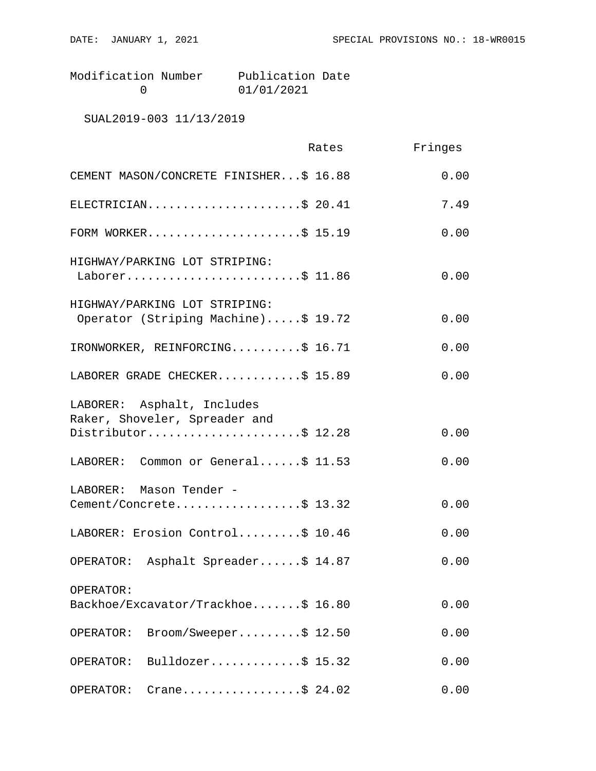Modification Number     Publication Date
0     01/01/2021

SUAL2019-003 11/13/2019

| | Rates | Fringes |
|---|---|---|
| CEMENT MASON/CONCRETE FINISHER | $ 16.88 | 0.00 |
| ELECTRICIAN | $ 20.41 | 7.49 |
| FORM WORKER | $ 15.19 | 0.00 |
| HIGHWAY/PARKING LOT STRIPING: Laborer | $ 11.86 | 0.00 |
| HIGHWAY/PARKING LOT STRIPING: Operator (Striping Machine) | $ 19.72 | 0.00 |
| IRONWORKER, REINFORCING | $ 16.71 | 0.00 |
| LABORER GRADE CHECKER | $ 15.89 | 0.00 |
| LABORER: Asphalt, Includes Raker, Shoveler, Spreader and Distributor | $ 12.28 | 0.00 |
| LABORER: Common or General | $ 11.53 | 0.00 |
| LABORER: Mason Tender - Cement/Concrete | $ 13.32 | 0.00 |
| LABORER: Erosion Control | $ 10.46 | 0.00 |
| OPERATOR: Asphalt Spreader | $ 14.87 | 0.00 |
| OPERATOR: Backhoe/Excavator/Trackhoe | $ 16.80 | 0.00 |
| OPERATOR: Broom/Sweeper | $ 12.50 | 0.00 |
| OPERATOR: Bulldozer | $ 15.32 | 0.00 |
| OPERATOR: Crane | $ 24.02 | 0.00 |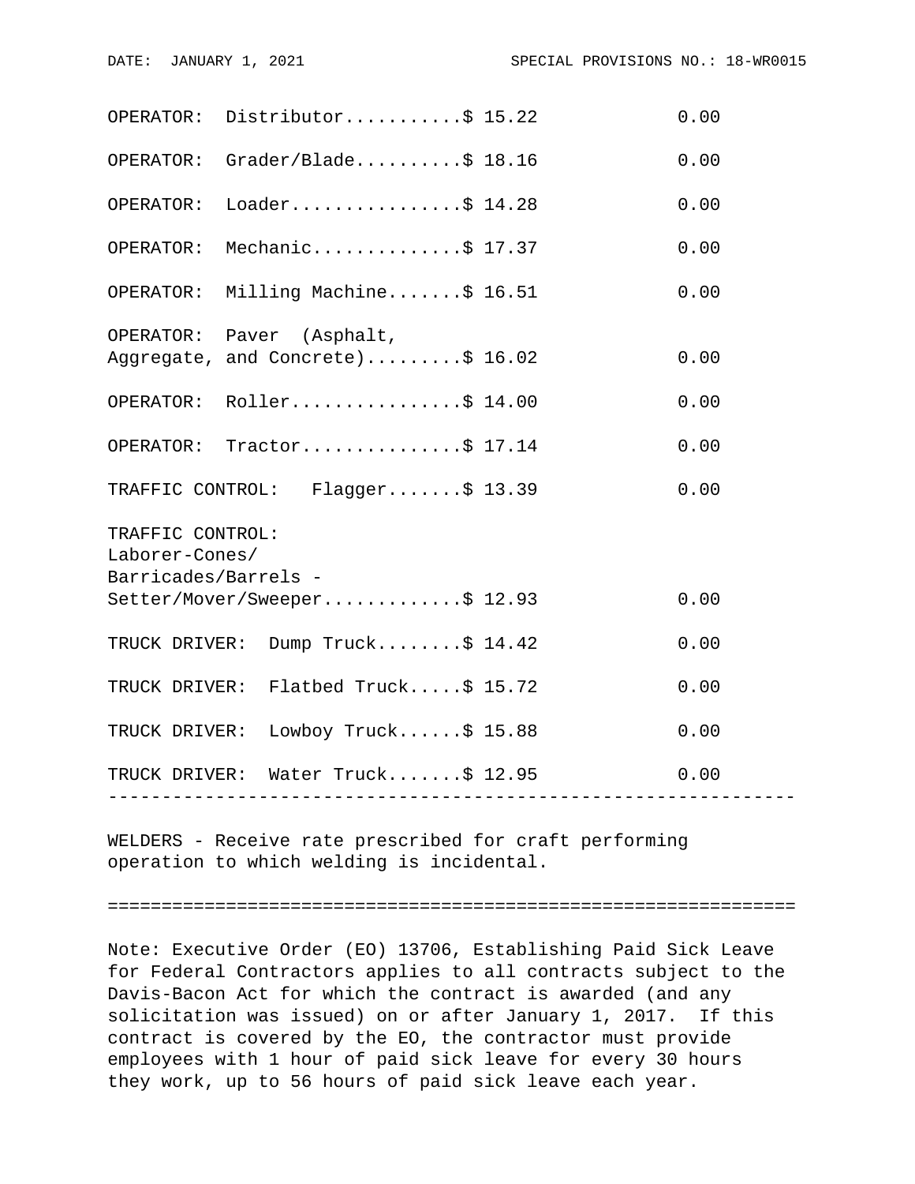| Classification | Rates | Fringes |
|---|---|---|
| OPERATOR: Distributor | $ 15.22 | 0.00 |
| OPERATOR: Grader/Blade | $ 18.16 | 0.00 |
| OPERATOR: Loader | $ 14.28 | 0.00 |
| OPERATOR: Mechanic | $ 17.37 | 0.00 |
| OPERATOR: Milling Machine | $ 16.51 | 0.00 |
| OPERATOR: Paver (Asphalt, Aggregate, and Concrete) | $ 16.02 | 0.00 |
| OPERATOR: Roller | $ 14.00 | 0.00 |
| OPERATOR: Tractor | $ 17.14 | 0.00 |
| TRAFFIC CONTROL: Flagger | $ 13.39 | 0.00 |
| TRAFFIC CONTROL: Laborer-Cones/ Barricades/Barrels - Setter/Mover/Sweeper | $ 12.93 | 0.00 |
| TRUCK DRIVER: Dump Truck | $ 14.42 | 0.00 |
| TRUCK DRIVER: Flatbed Truck | $ 15.72 | 0.00 |
| TRUCK DRIVER: Lowboy Truck | $ 15.88 | 0.00 |
| TRUCK DRIVER: Water Truck | $ 12.95 | 0.00 |

---

WELDERS - Receive rate prescribed for craft performing operation to which welding is incidental.

---

Note: Executive Order (EO) 13706, Establishing Paid Sick Leave for Federal Contractors applies to all contracts subject to the Davis-Bacon Act for which the contract is awarded (and any solicitation was issued) on or after January 1, 2017. If this contract is covered by the EO, the contractor must provide employees with 1 hour of paid sick leave for every 30 hours they work, up to 56 hours of paid sick leave each year.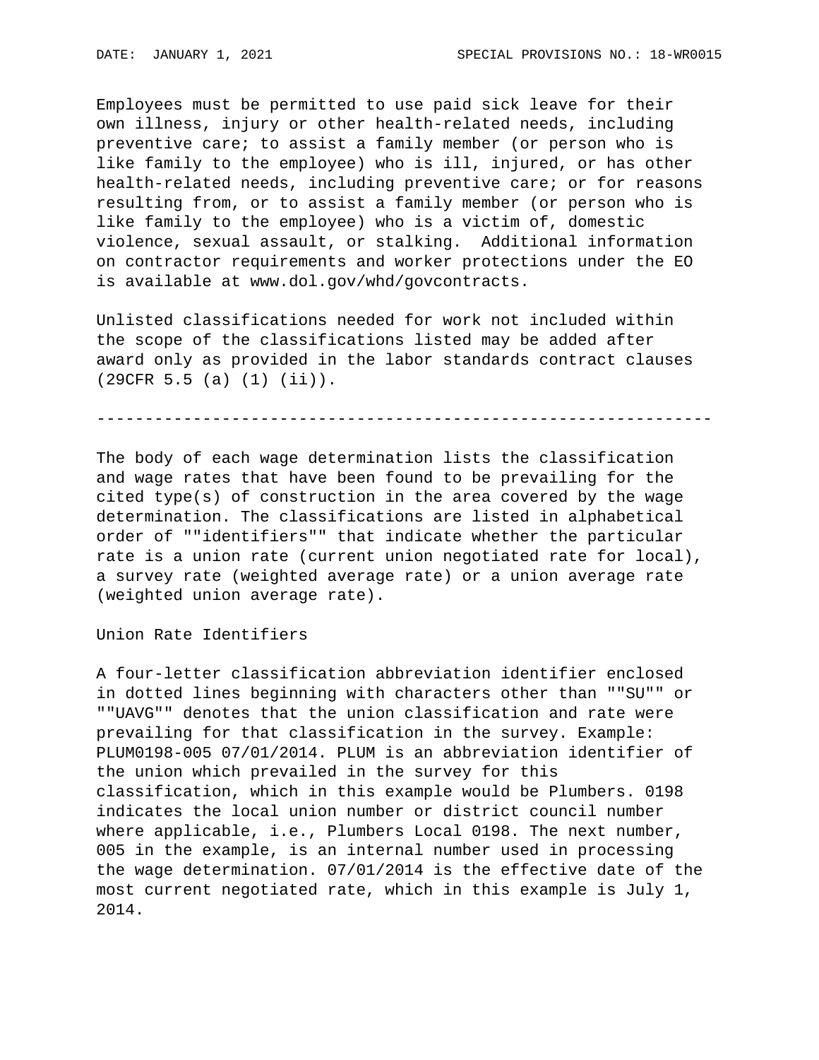Employees must be permitted to use paid sick leave for their own illness, injury or other health-related needs, including preventive care; to assist a family member (or person who is like family to the employee) who is ill, injured, or has other health-related needs, including preventive care; or for reasons resulting from, or to assist a family member (or person who is like family to the employee) who is a victim of, domestic violence, sexual assault, or stalking. Additional information on contractor requirements and worker protections under the EO is available at www.dol.gov/whd/govcontracts.

Unlisted classifications needed for work not included within the scope of the classifications listed may be added after award only as provided in the labor standards contract clauses (29CFR 5.5 (a) (1) (ii)).

----------------------------------------------------------------

The body of each wage determination lists the classification and wage rates that have been found to be prevailing for the cited type(s) of construction in the area covered by the wage determination. The classifications are listed in alphabetical order of ""identifiers"" that indicate whether the particular rate is a union rate (current union negotiated rate for local), a survey rate (weighted average rate) or a union average rate (weighted union average rate).

Union Rate Identifiers

A four-letter classification abbreviation identifier enclosed in dotted lines beginning with characters other than ""SU"" or ""UAVG"" denotes that the union classification and rate were prevailing for that classification in the survey. Example: PLUM0198-005 07/01/2014. PLUM is an abbreviation identifier of the union which prevailed in the survey for this classification, which in this example would be Plumbers. 0198 indicates the local union number or district council number where applicable, i.e., Plumbers Local 0198. The next number, 005 in the example, is an internal number used in processing the wage determination. 07/01/2014 is the effective date of the most current negotiated rate, which in this example is July 1, 2014.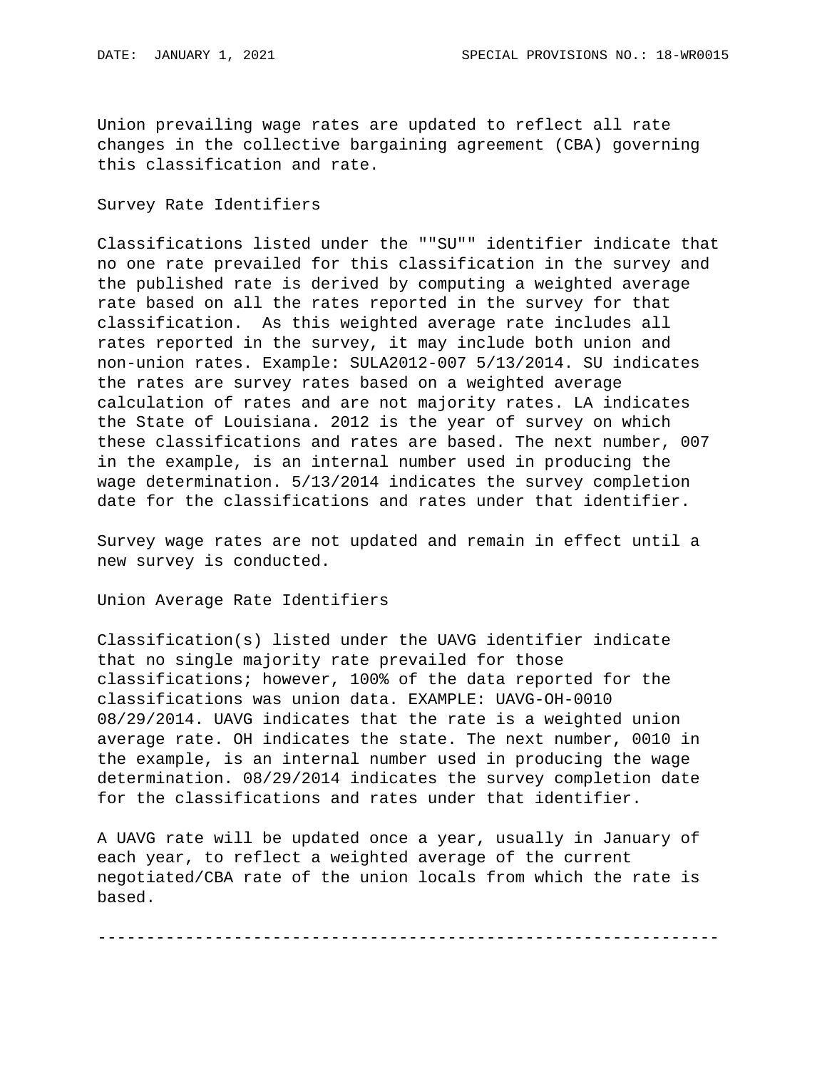Union prevailing wage rates are updated to reflect all rate changes in the collective bargaining agreement (CBA) governing this classification and rate.

## Survey Rate Identifiers

Classifications listed under the ""SU"" identifier indicate that no one rate prevailed for this classification in the survey and the published rate is derived by computing a weighted average rate based on all the rates reported in the survey for that classification. As this weighted average rate includes all rates reported in the survey, it may include both union and non-union rates. Example: SULA2012-007 5/13/2014. SU indicates the rates are survey rates based on a weighted average calculation of rates and are not majority rates. LA indicates the State of Louisiana. 2012 is the year of survey on which these classifications and rates are based. The next number, 007 in the example, is an internal number used in producing the wage determination. 5/13/2014 indicates the survey completion date for the classifications and rates under that identifier.

Survey wage rates are not updated and remain in effect until a new survey is conducted.

## Union Average Rate Identifiers

Classification(s) listed under the UAVG identifier indicate that no single majority rate prevailed for those classifications; however, 100% of the data reported for the classifications was union data. EXAMPLE: UAVG-OH-0010 08/29/2014. UAVG indicates that the rate is a weighted union average rate. OH indicates the state. The next number, 0010 in the example, is an internal number used in producing the wage determination. 08/29/2014 indicates the survey completion date for the classifications and rates under that identifier.

A UAVG rate will be updated once a year, usually in January of each year, to reflect a weighted average of the current negotiated/CBA rate of the union locals from which the rate is based.

----------------------------------------------------------------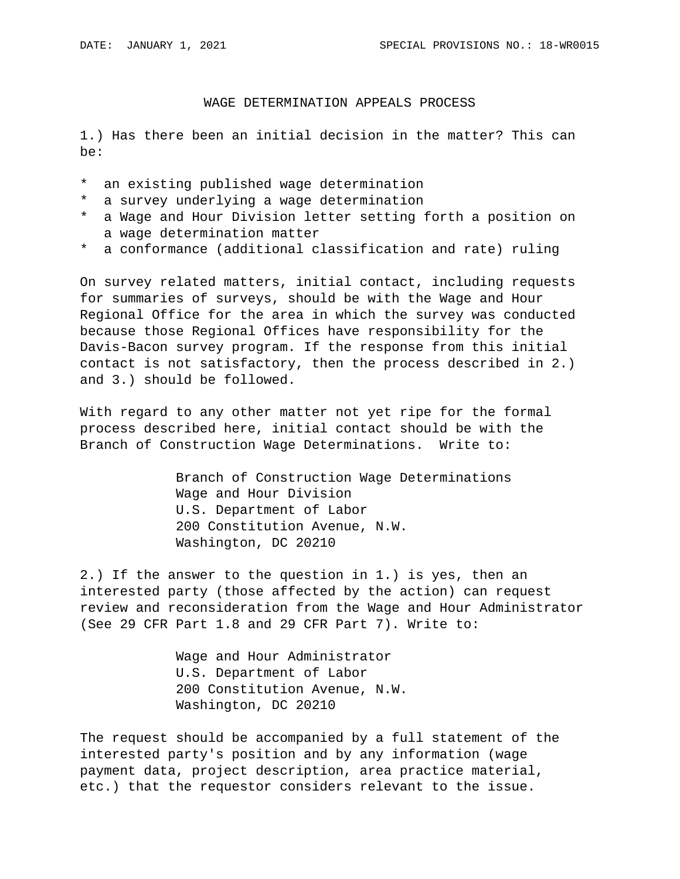DATE: JANUARY 1, 2021 SPECIAL PROVISIONS NO.: 18-WR0015

## WAGE DETERMINATION APPEALS PROCESS

1.) Has there been an initial decision in the matter? This can be:

* an existing published wage determination
* a survey underlying a wage determination
* a Wage and Hour Division letter setting forth a position on a wage determination matter
* a conformance (additional classification and rate) ruling

On survey related matters, initial contact, including requests for summaries of surveys, should be with the Wage and Hour Regional Office for the area in which the survey was conducted because those Regional Offices have responsibility for the Davis-Bacon survey program. If the response from this initial contact is not satisfactory, then the process described in 2.) and 3.) should be followed.

With regard to any other matter not yet ripe for the formal process described here, initial contact should be with the Branch of Construction Wage Determinations. Write to:

Branch of Construction Wage Determinations
Wage and Hour Division
U.S. Department of Labor
200 Constitution Avenue, N.W.
Washington, DC 20210

2.) If the answer to the question in 1.) is yes, then an interested party (those affected by the action) can request review and reconsideration from the Wage and Hour Administrator (See 29 CFR Part 1.8 and 29 CFR Part 7). Write to:

Wage and Hour Administrator
U.S. Department of Labor
200 Constitution Avenue, N.W.
Washington, DC 20210

The request should be accompanied by a full statement of the interested party's position and by any information (wage payment data, project description, area practice material, etc.) that the requestor considers relevant to the issue.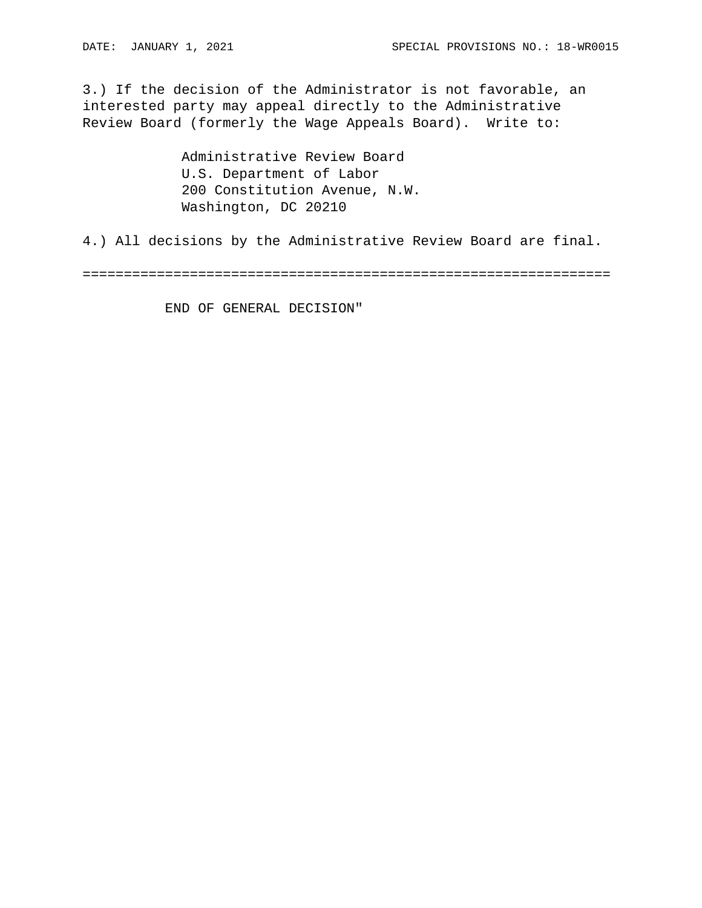3.) If the decision of the Administrator is not favorable, an interested party may appeal directly to the Administrative Review Board (formerly the Wage Appeals Board). Write to:

Administrative Review Board
U.S. Department of Labor
200 Constitution Avenue, N.W.
Washington, DC 20210

4.) All decisions by the Administrative Review Board are final.

================================================================

END OF GENERAL DECISION"